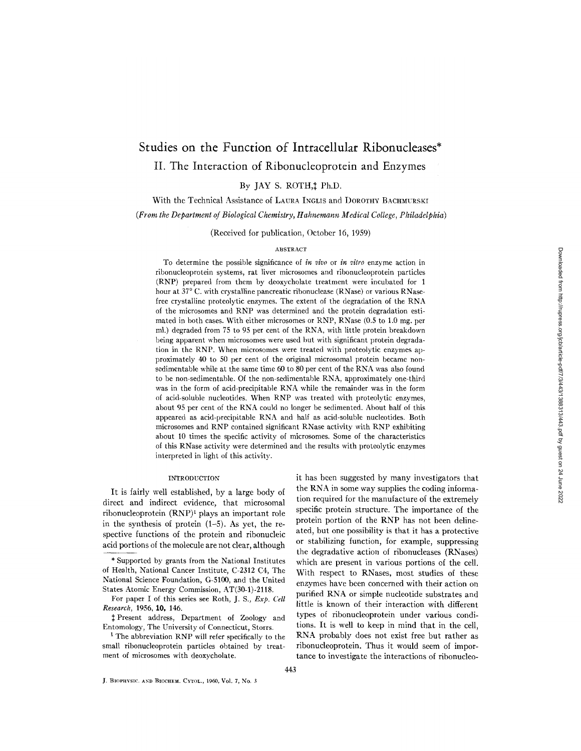# Studies on the Function of Intracellular Ribonucleases*

## II. The Interaction of Ribonucleoprotein and Enzymes

By JAY S. ROTH,‡ Ph.D.

With the Technical Assistance of LAURA INGLIS and DOROTHY BACHMURSKI

*(From the Department of Biological Chemistry, Hahnemann Medical College, Philadelphia)*

(Received for publication, October 16, 1959)

### ABSTRACT

To determine the possible significance of *in vivo* or *in vitro* enzyme action in ribonucleoprotein systems, rat liver microsomes and ribonucleoprotein particles (RNP) prepared from them by deoxycholate treatment were incubated for 1 hour at 37° C. with crystalline pancreatic ribonuclease (RNase) or various RNase-free crystalline proteolytic enzymes. The extent of the degradation of the RNA of the microsomes and RNP was determined and the protein degradation estimated in both cases. With either microsomes or RNP, RNase (0.5 to 1.0 mg. per ml.) degraded from 75 to 95 per cent of the RNA, with little protein breakdown being apparent when microsomes were used but with significant protein degradation in the RNP. When microsomes were treated with proteolytic enzymes approximately 40 to 50 per cent of the original microsomal protein became non-sedimentable while at the same time 60 to 80 per cent of the RNA was also found to be non-sedimentable. Of the non-sedimentable RNA, approximately one-third was in the form of acid-precipitable RNA while the remainder was in the form of acid-soluble nucleotides. When RNP was treated with proteolytic enzymes, about 95 per cent of the RNA could no longer be sedimented. About half of this appeared as acid-precipitable RNA and half as acid-soluble nucleotides. Both microsomes and RNP contained significant RNase activity with RNP exhibiting about 10 times the specific activity of microsomes. Some of the characteristics of this RNase activity were determined and the results with proteolytic enzymes interpreted in light of this activity.

### INTRODUCTION

It is fairly well established, by a large body of direct and indirect evidence, that microsomal ribonucleoprotein (RNP)[1] plays an important role in the synthesis of protein (1–5). As yet, the respective functions of the protein and ribonucleic acid portions of the molecule are not clear, although it has been suggested by many investigators that the RNA in some way supplies the coding information required for the manufacture of the extremely specific protein structure. The importance of the protein portion of the RNP has not been delineated, but one possibility is that it has a protective or stabilizing function, for example, suppressing the degradative action of ribonucleases (RNases) which are present in various portions of the cell. With respect to RNases, most studies of these enzymes have been concerned with their action on purified RNA or simple nucleotide substrates and little is known of their interaction with different types of ribonucleoprotein under various conditions. It is well to keep in mind that in the cell, RNA probably does not exist free but rather as ribonucleoprotein. Thus it would seem of importance to investigate the interactions of ribonucleo-

---

* Supported by grants from the National Institutes of Health, National Cancer Institute, C-2312 C4, The National Science Foundation, G-5100, and the United States Atomic Energy Commission, AT(30-1)-2118.

For paper I of this series see Roth, J. S., *Exp. Cell Research*, 1956, **10**, 146.

‡ Present address, Department of Zoology and Entomology, The University of Connecticut, Storrs.

[1] The abbreviation RNP will refer specifically to the small ribonucleoprotein particles obtained by treatment of microsomes with deoxycholate.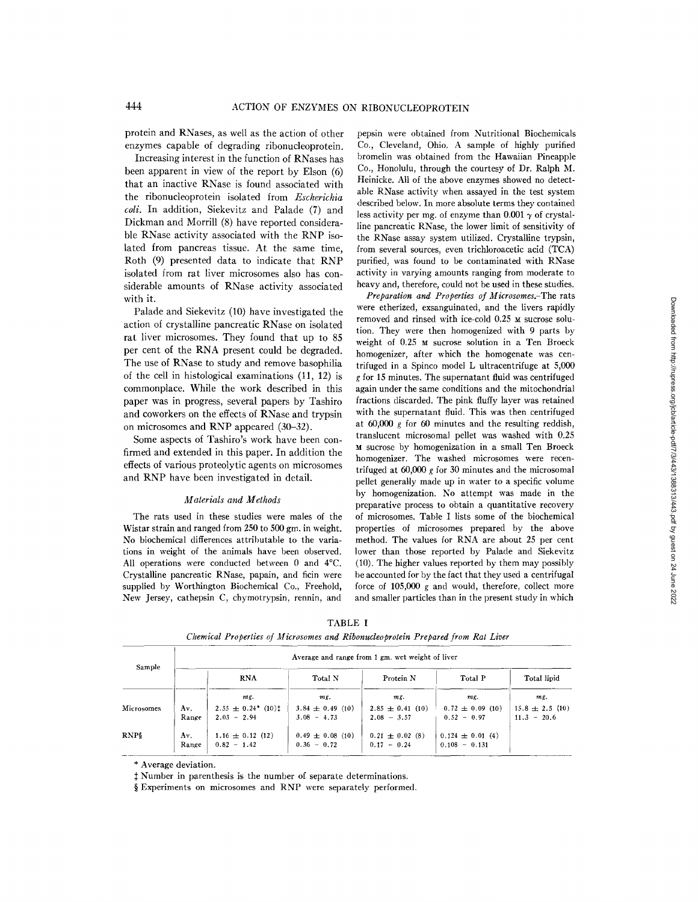protein and RNases, as well as the action of other enzymes capable of degrading ribonucleoprotein.

Increasing interest in the function of RNases has been apparent in view of the report by Elson (6) that an inactive RNase is found associated with the ribonucleoprotein isolated from *Escherichia coli*. In addition, Siekevitz and Palade (7) and Dickman and Morrill (8) have reported considerable RNase activity associated with the RNP isolated from pancreas tissue. At the same time, Roth (9) presented data to indicate that RNP isolated from rat liver microsomes also has considerable amounts of RNase activity associated with it.

Palade and Siekevitz (10) have investigated the action of crystalline pancreatic RNase on isolated rat liver microsomes. They found that up to 85 per cent of the RNA present could be degraded. The use of RNase to study and remove basophilia of the cell in histological examinations (11, 12) is commonplace. While the work described in this paper was in progress, several papers by Tashiro and coworkers on the effects of RNase and trypsin on microsomes and RNP appeared (30–32).

Some aspects of Tashiro's work have been confirmed and extended in this paper. In addition the effects of various proteolytic agents on microsomes and RNP have been investigated in detail.

### *Materials and Methods*

The rats used in these studies were males of the Wistar strain and ranged from 250 to 500 gm. in weight. No biochemical differences attributable to the variations in weight of the animals have been observed. All operations were conducted between 0 and 4°C. Crystalline pancreatic RNase, papain, and ficin were supplied by Worthington Biochemical Co., Freehold, New Jersey, cathepsin C, chymotrypsin, rennin, and pepsin were obtained from Nutritional Biochemicals Co., Cleveland, Ohio. A sample of highly purified bromelin was obtained from the Hawaiian Pineapple Co., Honolulu, through the courtesy of Dr. Ralph M. Heinicke. All of the above enzymes showed no detectable RNase activity when assayed in the test system described below. In more absolute terms they contained less activity per mg. of enzyme than 0.001 $\gamma$ of crystalline pancreatic RNase, the lower limit of sensitivity of the RNase assay system utilized. Crystalline trypsin, from several sources, even trichloroacetic acid (TCA) purified, was found to be contaminated with RNase activity in varying amounts ranging from moderate to heavy and, therefore, could not be used in these studies.

*Preparation and Properties of Microsomes.*—The rats were etherized, exsanguinated, and the livers rapidly removed and rinsed with ice-cold 0.25 M sucrose solution. They were then homogenized with 9 parts by weight of 0.25 M sucrose solution in a Ten Broeck homogenizer, after which the homogenate was centrifuged in a Spinco model L ultracentrifuge at 5,000 $g$ for 15 minutes. The supernatant fluid was centrifuged again under the same conditions and the mitochondrial fractions discarded. The pink fluffy layer was retained with the supernatant fluid. This was then centrifuged at 60,000 $g$ for 60 minutes and the resulting reddish, translucent microsomal pellet was washed with 0.25 M sucrose by homogenization in a small Ten Broeck homogenizer. The washed microsomes were recentrifuged at 60,000 $g$ for 30 minutes and the microsomal pellet generally made up in water to a specific volume by homogenization. No attempt was made in the preparative process to obtain a quantitative recovery of microsomes. Table I lists some of the biochemical properties of microsomes prepared by the above method. The values for RNA are about 25 per cent lower than those reported by Palade and Siekevitz (10). The higher values reported by them may possibly be accounted for by the fact that they used a centrifugal force of 105,000 $g$ and would, therefore, collect more and smaller particles than in the present study in which

TABLE I

*Chemical Properties of Microsomes and Ribonucleoprotein Prepared from Rat Liver*

| Sample | | Average and range from 1 gm. wet weight of liver | | | | |
|---|---|---|---|---|---|---|
| | | RNA | Total N | Protein N | Total P | Total lipid |
| | | *mg.* | *mg.* | *mg.* | *mg.* | *mg.* |
| Microsomes | Av. | 2.55 ± 0.24* (10)‡ | 3.84 ± 0.49 (10) | 2.85 ± 0.41 (10) | 0.72 ± 0.09 (10) | 15.8 ± 2.5 (10) |
| | Range | 2.03 – 2.94 | 3.08 – 4.73 | 2.08 – 3.57 | 0.52 – 0.97 | 11.3 – 20.6 |
| RNP§ | Av. | 1.16 ± 0.12 (12) | 0.49 ± 0.08 (10) | 0.21 ± 0.02 (8) | 0.124 ± 0.01 (4) | |
| | Range | 0.82 – 1.42 | 0.36 – 0.72 | 0.17 – 0.24 | 0.108 – 0.131 | |

\* Average deviation.

‡ Number in parenthesis is the number of separate determinations.

§ Experiments on microsomes and RNP were separately performed.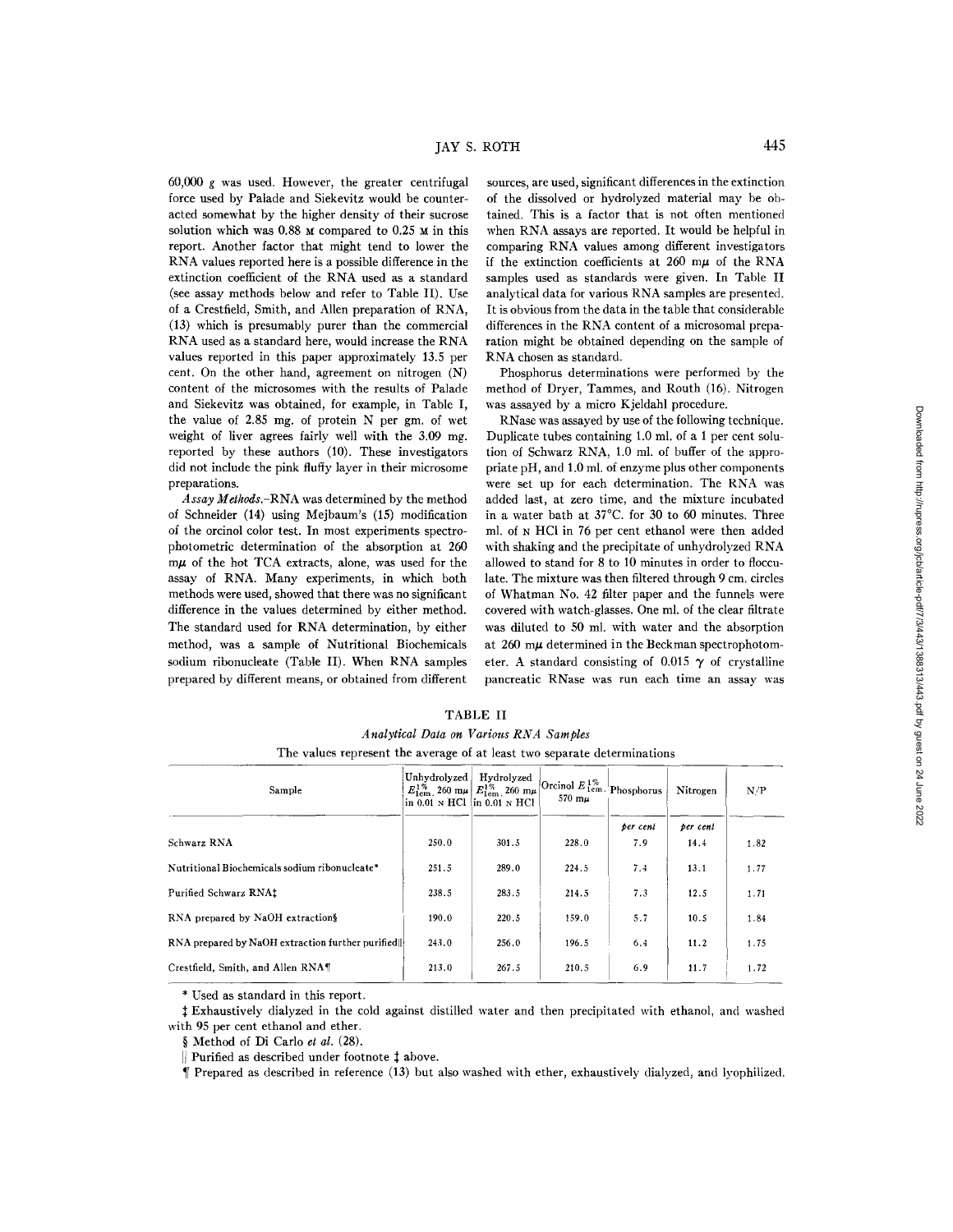60,000 *g* was used. However, the greater centrifugal force used by Palade and Siekevitz would be counteracted somewhat by the higher density of their sucrose solution which was 0.88 M compared to 0.25 M in this report. Another factor that might tend to lower the RNA values reported here is a possible difference in the extinction coefficient of the RNA used as a standard (see assay methods below and refer to Table II). Use of a Crestfield, Smith, and Allen preparation of RNA, (13) which is presumably purer than the commercial RNA used as a standard here, would increase the RNA values reported in this paper approximately 13.5 per cent. On the other hand, agreement on nitrogen (N) content of the microsomes with the results of Palade and Siekevitz was obtained, for example, in Table I, the value of 2.85 mg. of protein N per gm. of wet weight of liver agrees fairly well with the 3.09 mg. reported by these authors (10). These investigators did not include the pink fluffy layer in their microsome preparations.

*Assay Methods.*—RNA was determined by the method of Schneider (14) using Mejbaum's (15) modification of the orcinol color test. In most experiments spectrophotometric determination of the absorption at 260 mμ of the hot TCA extracts, alone, was used for the assay of RNA. Many experiments, in which both methods were used, showed that there was no significant difference in the values determined by either method. The standard used for RNA determination, by either method, was a sample of Nutritional Biochemicals sodium ribonucleate (Table II). When RNA samples prepared by different means, or obtained from different sources, are used, significant differences in the extinction of the dissolved or hydrolyzed material may be obtained. This is a factor that is not often mentioned when RNA assays are reported. It would be helpful in comparing RNA values among different investigators if the extinction coefficients at 260 mμ of the RNA samples used as standards were given. In Table II analytical data for various RNA samples are presented. It is obvious from the data in the table that considerable differences in the RNA content of a microsomal preparation might be obtained depending on the sample of RNA chosen as standard.

Phosphorus determinations were performed by the method of Dryer, Tammes, and Routh (16). Nitrogen was assayed by a micro Kjeldahl procedure.

RNase was assayed by use of the following technique. Duplicate tubes containing 1.0 ml. of a 1 per cent solution of Schwarz RNA, 1.0 ml. of buffer of the appropriate pH, and 1.0 ml. of enzyme plus other components were set up for each determination. The RNA was added last, at zero time, and the mixture incubated in a water bath at 37°C. for 30 to 60 minutes. Three ml. of N HCl in 76 per cent ethanol were then added with shaking and the precipitate of unhydrolyzed RNA allowed to stand for 8 to 10 minutes in order to flocculate. The mixture was then filtered through 9 cm. circles of Whatman No. 42 filter paper and the funnels were covered with watch-glasses. One ml. of the clear filtrate was diluted to 50 ml. with water and the absorption at 260 mμ determined in the Beckman spectrophotometer. A standard consisting of 0.015 γ of crystalline pancreatic RNase was run each time an assay was

TABLE II

*Analytical Data on Various RNA Samples*

The values represent the average of at least two separate determinations

| Sample | Unhydrolyzed $E^{1\%}_{1cm.}$ 260 mμ in 0.01 N HCl | Hydrolyzed $E^{1\%}_{1cm.}$ 260 mμ in 0.01 N HCl | Orcinol $E^{1\%}_{1cm.}$ 570 mμ | Phosphorus | Nitrogen | N/P |
|---|---|---|---|---|---|---|
| | | | | *per cent* | *per cent* | |
| Schwarz RNA | 250.0 | 301.5 | 228.0 | 7.9 | 14.4 | 1.82 |
| Nutritional Biochemicals sodium ribonucleate* | 251.5 | 289.0 | 224.5 | 7.4 | 13.1 | 1.77 |
| Purified Schwarz RNA‡ | 238.5 | 283.5 | 214.5 | 7.3 | 12.5 | 1.71 |
| RNA prepared by NaOH extraction§ | 190.0 | 220.5 | 159.0 | 5.7 | 10.5 | 1.84 |
| RNA prepared by NaOH extraction further purified‖ | 243.0 | 256.0 | 196.5 | 6.4 | 11.2 | 1.75 |
| Crestfield, Smith, and Allen RNA¶ | 213.0 | 267.5 | 210.5 | 6.9 | 11.7 | 1.72 |

\* Used as standard in this report.

‡ Exhaustively dialyzed in the cold against distilled water and then precipitated with ethanol, and washed with 95 per cent ethanol and ether.

§ Method of Di Carlo *et al.* (28).

‖ Purified as described under footnote ‡ above.

¶ Prepared as described in reference (13) but also washed with ether, exhaustively dialyzed, and lyophilized.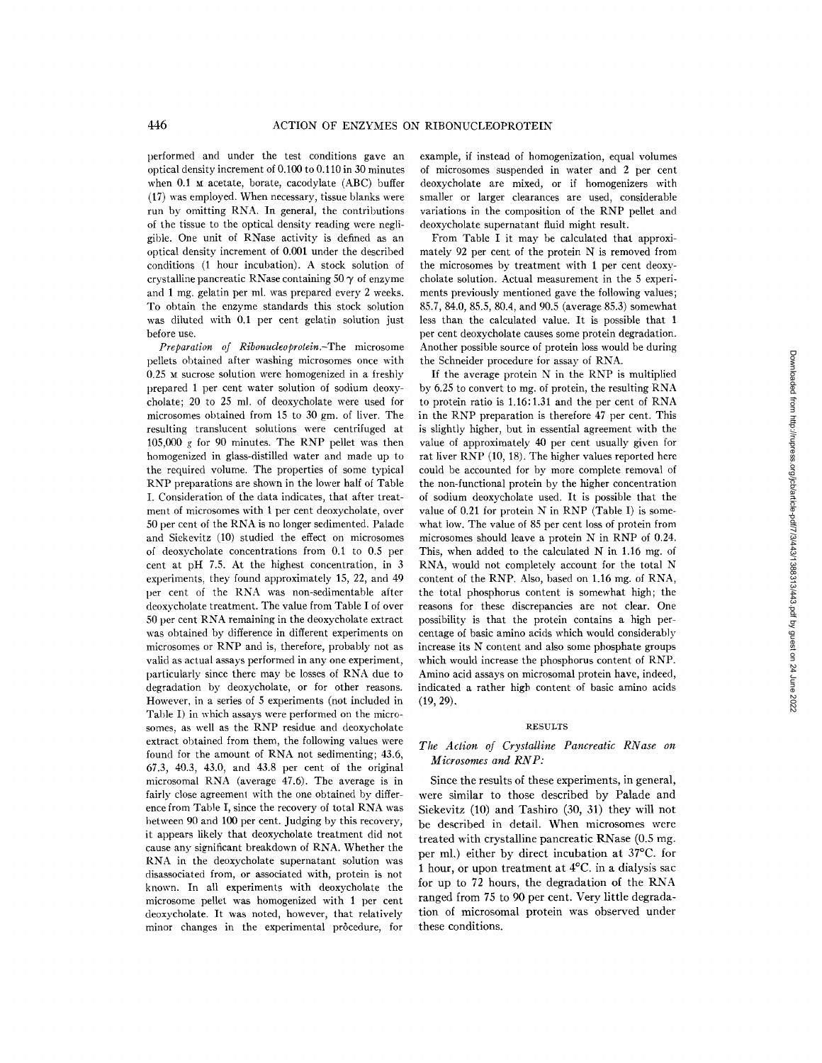performed and under the test conditions gave an optical density increment of 0.100 to 0.110 in 30 minutes when 0.1 M acetate, borate, cacodylate (ABC) buffer (17) was employed. When necessary, tissue blanks were run by omitting RNA. In general, the contributions of the tissue to the optical density reading were negligible. One unit of RNase activity is defined as an optical density increment of 0.001 under the described conditions (1 hour incubation). A stock solution of crystalline pancreatic RNase containing 50 $\gamma$ of enzyme and 1 mg. gelatin per ml. was prepared every 2 weeks. To obtain the enzyme standards this stock solution was diluted with 0.1 per cent gelatin solution just before use.

*Preparation of Ribonucleoprotein.*—The microsome pellets obtained after washing microsomes once with 0.25 M sucrose solution were homogenized in a freshly prepared 1 per cent water solution of sodium deoxycholate; 20 to 25 ml. of deoxycholate were used for microsomes obtained from 15 to 30 gm. of liver. The resulting translucent solutions were centrifuged at 105,000 *g* for 90 minutes. The RNP pellet was then homogenized in glass-distilled water and made up to the required volume. The properties of some typical RNP preparations are shown in the lower half of Table I. Consideration of the data indicates, that after treatment of microsomes with 1 per cent deoxycholate, over 50 per cent of the RNA is no longer sedimented. Palade and Siekevitz (10) studied the effect on microsomes of deoxycholate concentrations from 0.1 to 0.5 per cent at pH 7.5. At the highest concentration, in 3 experiments, they found approximately 15, 22, and 49 per cent of the RNA was non-sedimentable after deoxycholate treatment. The value from Table I of over 50 per cent RNA remaining in the deoxycholate extract was obtained by difference in different experiments on microsomes or RNP and is, therefore, probably not as valid as actual assays performed in any one experiment, particularly since there may be losses of RNA due to degradation by deoxycholate, or for other reasons. However, in a series of 5 experiments (not included in Table I) in which assays were performed on the microsomes, as well as the RNP residue and deoxycholate extract obtained from them, the following values were found for the amount of RNA not sedimenting; 43.6, 67.3, 40.3, 43.0, and 43.8 per cent of the original microsomal RNA (average 47.6). The average is in fairly close agreement with the one obtained by difference from Table I, since the recovery of total RNA was between 90 and 100 per cent. Judging by this recovery, it appears likely that deoxycholate treatment did not cause any significant breakdown of RNA. Whether the RNA in the deoxycholate supernatant solution was disassociated from, or associated with, protein is not known. In all experiments with deoxycholate the microsome pellet was homogenized with 1 per cent deoxycholate. It was noted, however, that relatively minor changes in the experimental prôcedure, for example, if instead of homogenization, equal volumes of microsomes suspended in water and 2 per cent deoxycholate are mixed, or if homogenizers with smaller or larger clearances are used, considerable variations in the composition of the RNP pellet and deoxycholate supernatant fluid might result.

From Table I it may be calculated that approximately 92 per cent of the protein N is removed from the microsomes by treatment with 1 per cent deoxycholate solution. Actual measurement in the 5 experiments previously mentioned gave the following values; 85.7, 84.0, 85.5, 80.4, and 90.5 (average 85.3) somewhat less than the calculated value. It is possible that 1 per cent deoxycholate causes some protein degradation. Another possible source of protein loss would be during the Schneider procedure for assay of RNA.

If the average protein N in the RNP is multiplied by 6.25 to convert to mg. of protein, the resulting RNA to protein ratio is 1.16:1.31 and the per cent of RNA in the RNP preparation is therefore 47 per cent. This is slightly higher, but in essential agreement with the value of approximately 40 per cent usually given for rat liver RNP (10, 18). The higher values reported here could be accounted for by more complete removal of the non-functional protein by the higher concentration of sodium deoxycholate used. It is possible that the value of 0.21 for protein N in RNP (Table I) is somewhat low. The value of 85 per cent loss of protein from microsomes should leave a protein N in RNP of 0.24. This, when added to the calculated N in 1.16 mg. of RNA, would not completely account for the total N content of the RNP. Also, based on 1.16 mg. of RNA, the total phosphorus content is somewhat high; the reasons for these discrepancies are not clear. One possibility is that the protein contains a high percentage of basic amino acids which would considerably increase its N content and also some phosphate groups which would increase the phosphorus content of RNP. Amino acid assays on microsomal protein have, indeed, indicated a rather high content of basic amino acids (19, 29).

## RESULTS

### *The Action of Crystalline Pancreatic RNase on Microsomes and RNP:*

Since the results of these experiments, in general, were similar to those described by Palade and Siekevitz (10) and Tashiro (30, 31) they will not be described in detail. When microsomes were treated with crystalline pancreatic RNase (0.5 mg. per ml.) either by direct incubation at 37°C. for 1 hour, or upon treatment at 4°C. in a dialysis sac for up to 72 hours, the degradation of the RNA ranged from 75 to 90 per cent. Very little degradation of microsomal protein was observed under these conditions.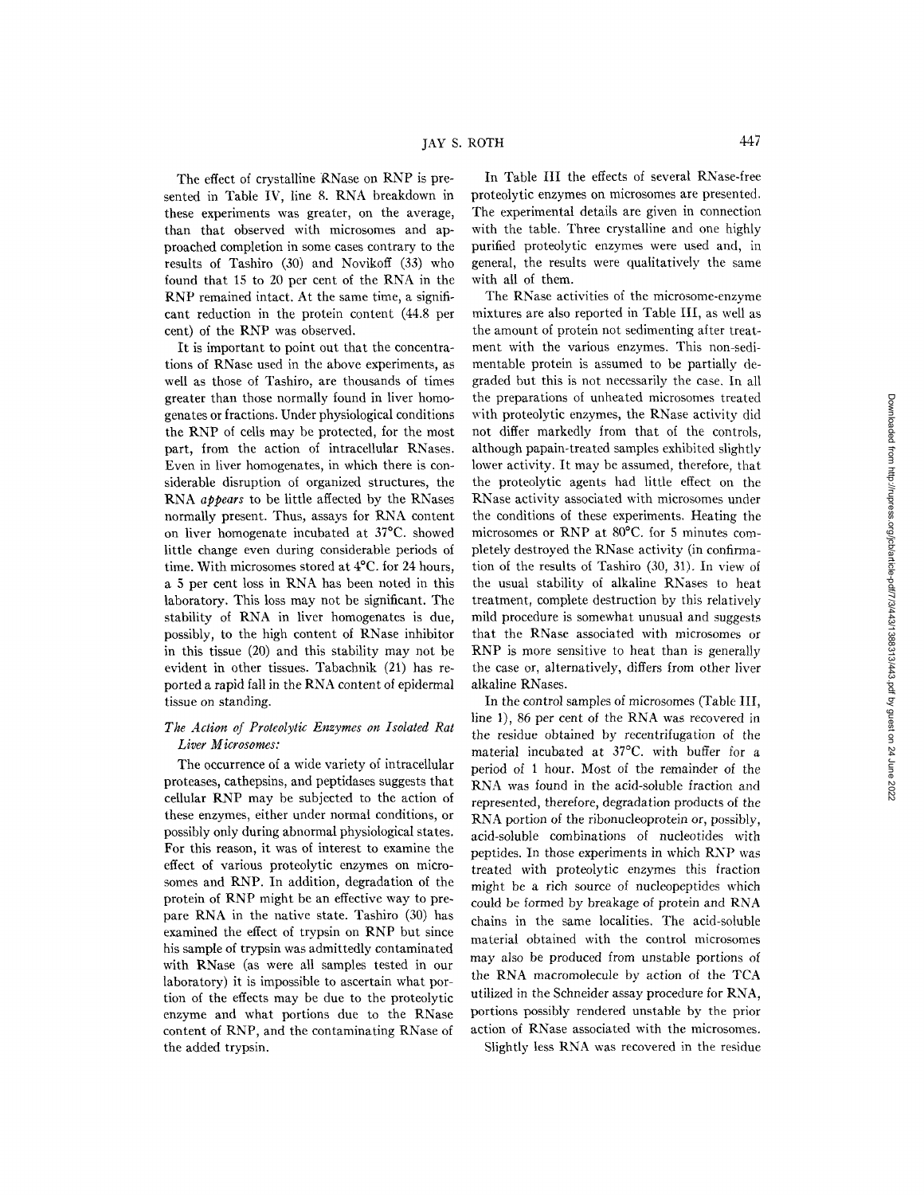The effect of crystalline RNase on RNP is presented in Table IV, line 8. RNA breakdown in these experiments was greater, on the average, than that observed with microsomes and approached completion in some cases contrary to the results of Tashiro (30) and Novikoff (33) who found that 15 to 20 per cent of the RNA in the RNP remained intact. At the same time, a significant reduction in the protein content (44.8 per cent) of the RNP was observed.

It is important to point out that the concentrations of RNase used in the above experiments, as well as those of Tashiro, are thousands of times greater than those normally found in liver homogenates or fractions. Under physiological conditions the RNP of cells may be protected, for the most part, from the action of intracellular RNases. Even in liver homogenates, in which there is considerable disruption of organized structures, the RNA *appears* to be little affected by the RNases normally present. Thus, assays for RNA content on liver homogenate incubated at 37°C. showed little change even during considerable periods of time. With microsomes stored at 4°C. for 24 hours, a 5 per cent loss in RNA has been noted in this laboratory. This loss may not be significant. The stability of RNA in liver homogenates is due, possibly, to the high content of RNase inhibitor in this tissue (20) and this stability may not be evident in other tissues. Tabachnik (21) has reported a rapid fall in the RNA content of epidermal tissue on standing.

### *The Action of Proteolytic Enzymes on Isolated Rat Liver Microsomes:*

The occurrence of a wide variety of intracellular proteases, cathepsins, and peptidases suggests that cellular RNP may be subjected to the action of these enzymes, either under normal conditions, or possibly only during abnormal physiological states. For this reason, it was of interest to examine the effect of various proteolytic enzymes on microsomes and RNP. In addition, degradation of the protein of RNP might be an effective way to prepare RNA in the native state. Tashiro (30) has examined the effect of trypsin on RNP but since his sample of trypsin was admittedly contaminated with RNase (as were all samples tested in our laboratory) it is impossible to ascertain what portion of the effects may be due to the proteolytic enzyme and what portions due to the RNase content of RNP, and the contaminating RNase of the added trypsin.

In Table III the effects of several RNase-free proteolytic enzymes on microsomes are presented. The experimental details are given in connection with the table. Three crystalline and one highly purified proteolytic enzymes were used and, in general, the results were qualitatively the same with all of them.

The RNase activities of the microsome-enzyme mixtures are also reported in Table III, as well as the amount of protein not sedimenting after treatment with the various enzymes. This non-sedimentable protein is assumed to be partially degraded but this is not necessarily the case. In all the preparations of unheated microsomes treated with proteolytic enzymes, the RNase activity did not differ markedly from that of the controls, although papain-treated samples exhibited slightly lower activity. It may be assumed, therefore, that the proteolytic agents had little effect on the RNase activity associated with microsomes under the conditions of these experiments. Heating the microsomes or RNP at 80°C. for 5 minutes completely destroyed the RNase activity (in confirmation of the results of Tashiro (30, 31). In view of the usual stability of alkaline RNases to heat treatment, complete destruction by this relatively mild procedure is somewhat unusual and suggests that the RNase associated with microsomes or RNP is more sensitive to heat than is generally the case or, alternatively, differs from other liver alkaline RNases.

In the control samples of microsomes (Table III, line 1), 86 per cent of the RNA was recovered in the residue obtained by recentrifugation of the material incubated at 37°C. with buffer for a period of 1 hour. Most of the remainder of the RNA was found in the acid-soluble fraction and represented, therefore, degradation products of the RNA portion of the ribonucleoprotein or, possibly, acid-soluble combinations of nucleotides with peptides. In those experiments in which RNP was treated with proteolytic enzymes this fraction might be a rich source of nucleopeptides which could be formed by breakage of protein and RNA chains in the same localities. The acid-soluble material obtained with the control microsomes may also be produced from unstable portions of the RNA macromolecule by action of the TCA utilized in the Schneider assay procedure for RNA, portions possibly rendered unstable by the prior action of RNase associated with the microsomes.

Slightly less RNA was recovered in the residue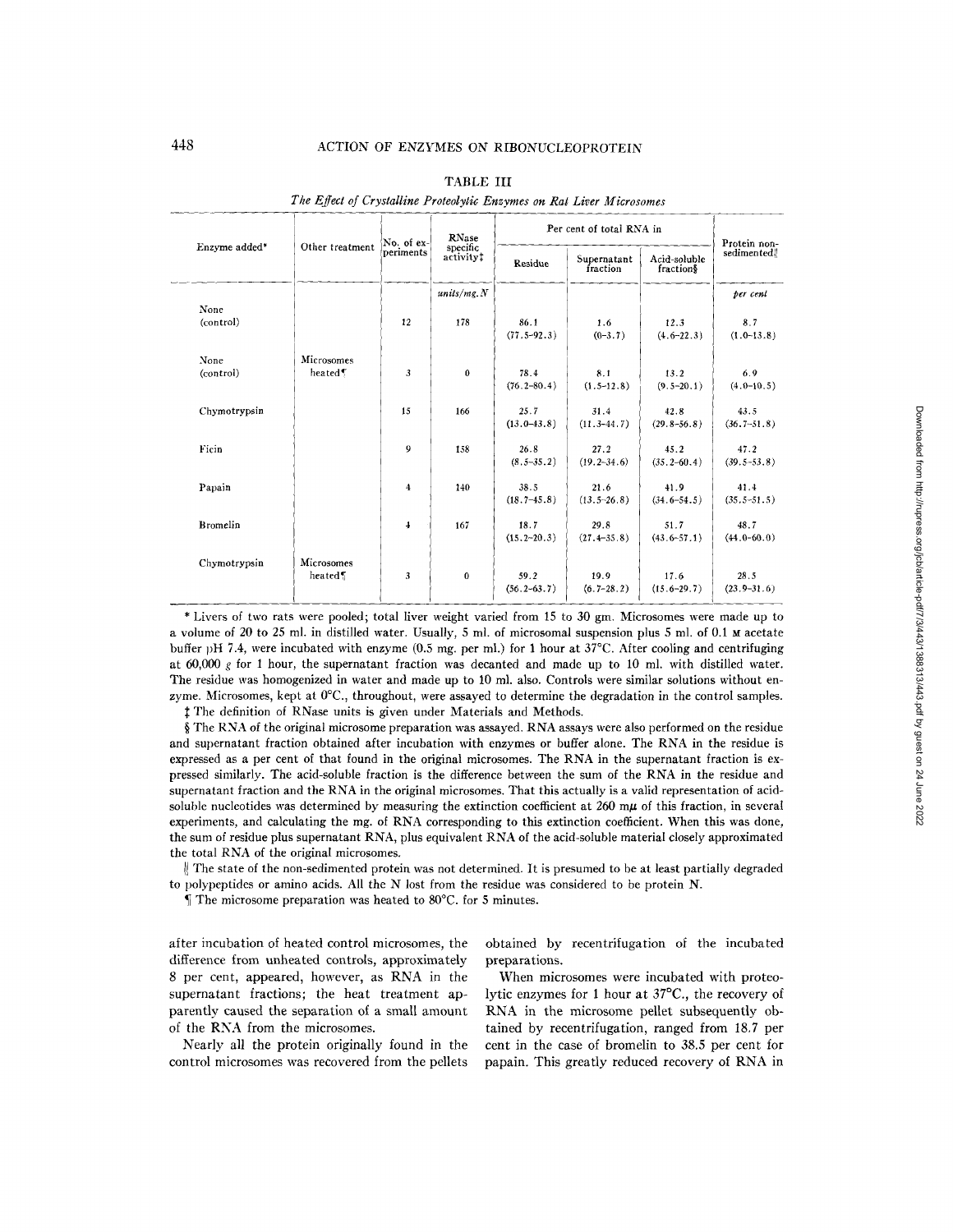TABLE III

*The Effect of Crystalline Proteolytic Enzymes on Rat Liver Microsomes*

| Enzyme added* | Other treatment | No. of experiments | RNase specific activity‡ | Per cent of total RNA in | | | Protein non-sedimented‖ |
|---|---|---|---|---|---|---|---|
| | | | | Residue | Supernatant fraction | Acid-soluble fraction§ | |
| | | | *units/mg. N* | | | | *per cent* |
| None (control) | | 12 | 178 | 86.1 (77.5–92.3) | 1.6 (0–3.7) | 12.3 (4.6–22.3) | 8.7 (1.0–13.8) |
| None (control) | Microsomes heated¶ | 3 | 0 | 78.4 (76.2–80.4) | 8.1 (1.5–12.8) | 13.2 (9.5–20.1) | 6.9 (4.0–10.5) |
| Chymotrypsin | | 15 | 166 | 25.7 (13.0–43.8) | 31.4 (11.3–44.7) | 42.8 (29.8–56.8) | 43.5 (36.7–51.8) |
| Ficin | | 9 | 158 | 26.8 (8.5–35.2) | 27.2 (19.2–34.6) | 45.2 (35.2–60.4) | 47.2 (39.5–53.8) |
| Papain | | 4 | 140 | 38.5 (18.7–45.8) | 21.6 (13.5–26.8) | 41.9 (34.6–54.5) | 41.4 (35.5–51.5) |
| Bromelin | | 4 | 167 | 18.7 (15.2–20.3) | 29.8 (27.4–35.8) | 51.7 (43.6–57.1) | 48.7 (44.0–60.0) |
| Chymotrypsin | Microsomes heated¶ | 3 | 0 | 59.2 (56.2–63.7) | 19.9 (6.7–28.2) | 17.6 (15.6–29.7) | 28.5 (23.9–31.6) |

\* Livers of two rats were pooled; total liver weight varied from 15 to 30 gm. Microsomes were made up to a volume of 20 to 25 ml. in distilled water. Usually, 5 ml. of microsomal suspension plus 5 ml. of 0.1 M acetate buffer pH 7.4, were incubated with enzyme (0.5 mg. per ml.) for 1 hour at 37°C. After cooling and centrifuging at 60,000 *g* for 1 hour, the supernatant fraction was decanted and made up to 10 ml. with distilled water. The residue was homogenized in water and made up to 10 ml. also. Controls were similar solutions without enzyme. Microsomes, kept at 0°C., throughout, were assayed to determine the degradation in the control samples.

‡ The definition of RNase units is given under Materials and Methods.

§ The RNA of the original microsome preparation was assayed. RNA assays were also performed on the residue and supernatant fraction obtained after incubation with enzymes or buffer alone. The RNA in the residue is expressed as a per cent of that found in the original microsomes. The RNA in the supernatant fraction is expressed similarly. The acid-soluble fraction is the difference between the sum of the RNA in the residue and supernatant fraction and the RNA in the original microsomes. That this actually is a valid representation of acid-soluble nucleotides was determined by measuring the extinction coefficient at 260 mμ of this fraction, in several experiments, and calculating the mg. of RNA corresponding to this extinction coefficient. When this was done, the sum of residue plus supernatant RNA, plus equivalent RNA of the acid-soluble material closely approximated the total RNA of the original microsomes.

‖ The state of the non-sedimented protein was not determined. It is presumed to be at least partially degraded to polypeptides or amino acids. All the N lost from the residue was considered to be protein N.

¶ The microsome preparation was heated to 80°C. for 5 minutes.

after incubation of heated control microsomes, the difference from unheated controls, approximately 8 per cent, appeared, however, as RNA in the supernatant fractions; the heat treatment apparently caused the separation of a small amount of the RNA from the microsomes.

Nearly all the protein originally found in the control microsomes was recovered from the pellets obtained by recentrifugation of the incubated preparations.

When microsomes were incubated with proteolytic enzymes for 1 hour at 37°C., the recovery of RNA in the microsome pellet subsequently obtained by recentrifugation, ranged from 18.7 per cent in the case of bromelin to 38.5 per cent for papain. This greatly reduced recovery of RNA in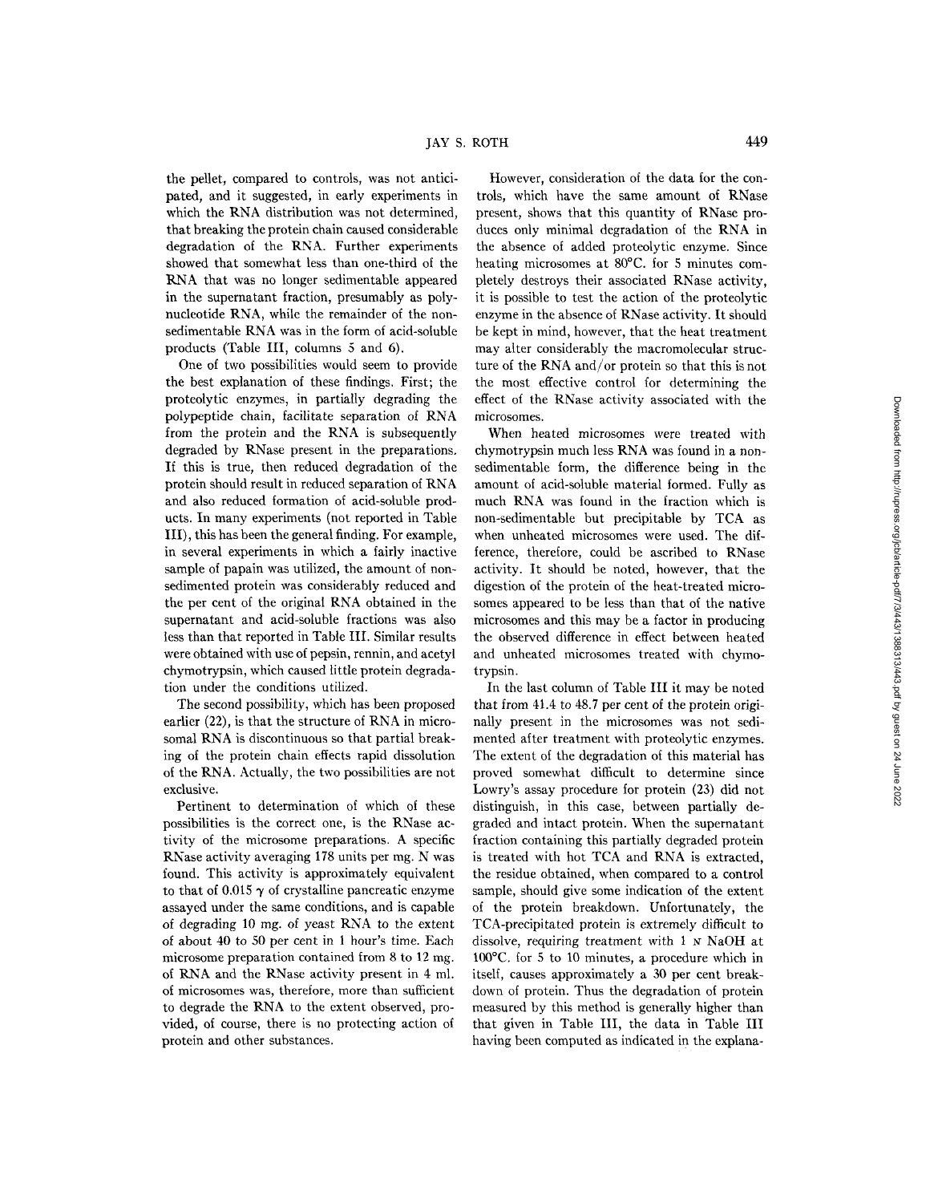the pellet, compared to controls, was not anticipated, and it suggested, in early experiments in which the RNA distribution was not determined, that breaking the protein chain caused considerable degradation of the RNA. Further experiments showed that somewhat less than one-third of the RNA that was no longer sedimentable appeared in the supernatant fraction, presumably as polynucleotide RNA, while the remainder of the non-sedimentable RNA was in the form of acid-soluble products (Table III, columns 5 and 6).

One of two possibilities would seem to provide the best explanation of these findings. First; the proteolytic enzymes, in partially degrading the polypeptide chain, facilitate separation of RNA from the protein and the RNA is subsequently degraded by RNase present in the preparations. If this is true, then reduced degradation of the protein should result in reduced separation of RNA and also reduced formation of acid-soluble products. In many experiments (not reported in Table III), this has been the general finding. For example, in several experiments in which a fairly inactive sample of papain was utilized, the amount of non-sedimented protein was considerably reduced and the per cent of the original RNA obtained in the supernatant and acid-soluble fractions was also less than that reported in Table III. Similar results were obtained with use of pepsin, rennin, and acetyl chymotrypsin, which caused little protein degradation under the conditions utilized.

The second possibility, which has been proposed earlier (22), is that the structure of RNA in microsomal RNA is discontinuous so that partial breaking of the protein chain effects rapid dissolution of the RNA. Actually, the two possibilities are not exclusive.

Pertinent to determination of which of these possibilities is the correct one, is the RNase activity of the microsome preparations. A specific RNase activity averaging 178 units per mg. N was found. This activity is approximately equivalent to that of 0.015 $\gamma$ of crystalline pancreatic enzyme assayed under the same conditions, and is capable of degrading 10 mg. of yeast RNA to the extent of about 40 to 50 per cent in 1 hour's time. Each microsome preparation contained from 8 to 12 mg. of RNA and the RNase activity present in 4 ml. of microsomes was, therefore, more than sufficient to degrade the RNA to the extent observed, provided, of course, there is no protecting action of protein and other substances.

However, consideration of the data for the controls, which have the same amount of RNase present, shows that this quantity of RNase produces only minimal degradation of the RNA in the absence of added proteolytic enzyme. Since heating microsomes at 80°C. for 5 minutes completely destroys their associated RNase activity, it is possible to test the action of the proteolytic enzyme in the absence of RNase activity. It should be kept in mind, however, that the heat treatment may alter considerably the macromolecular structure of the RNA and/or protein so that this is not the most effective control for determining the effect of the RNase activity associated with the microsomes.

When heated microsomes were treated with chymotrypsin much less RNA was found in a non-sedimentable form, the difference being in the amount of acid-soluble material formed. Fully as much RNA was found in the fraction which is non-sedimentable but precipitable by TCA as when unheated microsomes were used. The difference, therefore, could be ascribed to RNase activity. It should be noted, however, that the digestion of the protein of the heat-treated microsomes appeared to be less than that of the native microsomes and this may be a factor in producing the observed difference in effect between heated and unheated microsomes treated with chymotrypsin.

In the last column of Table III it may be noted that from 41.4 to 48.7 per cent of the protein originally present in the microsomes was not sedimented after treatment with proteolytic enzymes. The extent of the degradation of this material has proved somewhat difficult to determine since Lowry's assay procedure for protein (23) did not distinguish, in this case, between partially degraded and intact protein. When the supernatant fraction containing this partially degraded protein is treated with hot TCA and RNA is extracted, the residue obtained, when compared to a control sample, should give some indication of the extent of the protein breakdown. Unfortunately, the TCA-precipitated protein is extremely difficult to dissolve, requiring treatment with 1 N NaOH at 100°C. for 5 to 10 minutes, a procedure which in itself, causes approximately a 30 per cent breakdown of protein. Thus the degradation of protein measured by this method is generally higher than that given in Table III, the data in Table III having been computed as indicated in the explana-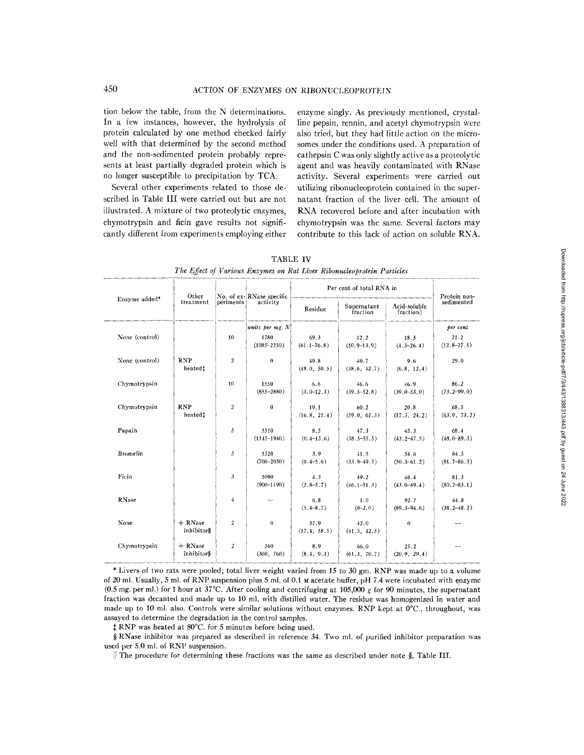tion below the table, from the N determinations. In a few instances, however, the hydrolysis of protein calculated by one method checked fairly well with that determined by the second method and the non-sedimented protein probably represents at least partially degraded protein which is no longer susceptible to precipitation by TCA.

Several other experiments related to those described in Table III were carried out but are not illustrated. A mixture of two proteolytic enzymes, chymotrypsin and ficin gave results not significantly different from experiments employing either enzyme singly. As previously mentioned, crystalline pepsin, rennin, and acetyl chymotrypsin were also tried, but they had little action on the microsomes under the conditions used. A preparation of cathepsin C was only slightly active as a proteolytic agent and was heavily contaminated with RNase activity. Several experiments were carried out utilizing ribonucleoprotein contained in the supernatant fraction of the liver cell. The amount of RNA recovered before and after incubation with chymotrypsin was the same. Several factors may contribute to this lack of action on soluble RNA.

TABLE IV

*The Effect of Various Enzymes on Rat Liver Ribonucleoprotein Particles*

| Enzyme added* | Other treatment | No. of experiments | RNase specific activity | Per cent of total RNA in | | | Protein non-sedimented |
|---|---|---|---|---|---|---|---|
| | | | | Residue | Supernatant fraction | Acid-soluble fraction‖ | |
| | | | *units per mg. N* | | | | *per cent* |
| None (control) | | 10 | 1780 (1085–2250) | 69.3 (61.1–76.8) | 12.2 (10.9–13.9) | 18.3 (4.3–26.4) | 21.2 (12.8–27.5) |
| None (control) | RNP heated‡ | 2 | 0 | 49.8 (49.0, 50.5) | 40.7 (38.6, 42.7) | 9.6 (6.8, 12.4) | 29.0 |
| Chymotrypsin | | 10 | 1550 (855–2880) | 6.6 (3.0–12.3) | 46.6 (39.5–52.8) | 46.9 (39.0–53.0) | 86.2 (73.2–99.0) |
| Chymotrypsin | RNP heated‡ | 2 | 0 | 19.1 (16.8, 21.4) | 60.2 (59.0, 61.3) | 20.8 (17.3, 24.2) | 68.5 (63.9, 73.2) |
| Papain | | 5 | 1510 (1145–1940) | 8.5 (0.4–13.6) | 47.3 (38.5–55.5) | 45.3 (43.2–47.5) | 68.4 (48.0–89.3) |
| Bromelin | | 5 | 1320 (700–2030) | 3.9 (0.4–5.6) | 41.5 (33.9–49.3) | 54.6 (50.3–61.2) | 84.5 (81.7–86.3) |
| Ficin | | 3 | 1090 (900–1190) | 4.3 (2.8–5.7) | 49.2 (46.1–51.3) | 46.4 (43.0–49.4) | 81.3 (80.2–83.1) |
| RNase | | 4 | — | 6.8 (5.4–8.7) | 1.0 (0–2.0) | 92.7 (89.3–94.6) | 44.8 (38.2–48.2) |
| None | + RNase inhibitor§ | 2 | 0 | 57.9 (57.4, 58.5) | 42.0 (41.5, 42.5) | 0 | — |
| Chymotrypsin | + RNase inhibitor§ | 2 | 560 (360, 760) | 8.9 (8.4, 9.3) | 66.0 (61.3, 70.7) | 25.2 (20.9, 29.4) | — |

\* Livers of two rats were pooled; total liver weight varied from 15 to 30 gm. RNP was made up to a volume of 20 ml. Usually, 5 ml. of RNP suspension plus 5 ml. of 0.1 M acetate buffer, pH 7.4 were incubated with enzyme (0.5 mg. per ml.) for 1 hour at 37°C. After cooling and centrifuging at 105,000 *g* for 90 minutes, the supernatant fraction was decanted and made up to 10 ml. with distilled water. The residue was homogenized in water and made up to 10 ml. also. Controls were similar solutions without enzymes. RNP kept at 0°C., throughout, was assayed to determine the degradation in the control samples.

‡ RNP was heated at 80°C. for 5 minutes before being used.

§ RNase inhibitor was prepared as described in reference 34. Two ml. of purified inhibitor preparation was used per 5.0 ml. of RNP suspension.

‖ The procedure for determining these fractions was the same as described under note §, Table III.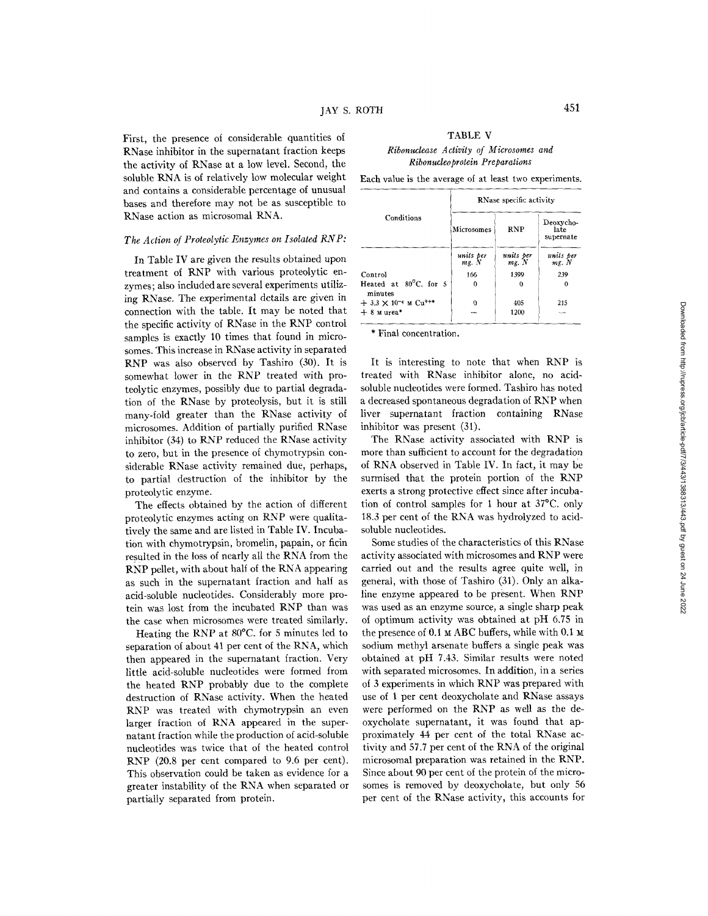First, the presence of considerable quantities of RNase inhibitor in the supernatant fraction keeps the activity of RNase at a low level. Second, the soluble RNA is of relatively low molecular weight and contains a considerable percentage of unusual bases and therefore may not be as susceptible to RNase action as microsomal RNA.

### *The Action of Proteolytic Enzymes on Isolated RNP:*

In Table IV are given the results obtained upon treatment of RNP with various proteolytic enzymes; also included are several experiments utilizing RNase. The experimental details are given in connection with the table. It may be noted that the specific activity of RNase in the RNP control samples is exactly 10 times that found in microsomes. This increase in RNase activity in separated RNP was also observed by Tashiro (30). It is somewhat lower in the RNP treated with proteolytic enzymes, possibly due to partial degradation of the RNase by proteolysis, but it is still many-fold greater than the RNase activity of microsomes. Addition of partially purified RNase inhibitor (34) to RNP reduced the RNase activity to zero, but in the presence of chymotrypsin considerable RNase activity remained due, perhaps, to partial destruction of the inhibitor by the proteolytic enzyme.

The effects obtained by the action of different proteolytic enzymes acting on RNP were qualitatively the same and are listed in Table IV. Incubation with chymotrypsin, bromelin, papain, or ficin resulted in the loss of nearly all the RNA from the RNP pellet, with about half of the RNA appearing as such in the supernatant fraction and half as acid-soluble nucleotides. Considerably more protein was lost from the incubated RNP than was the case when microsomes were treated similarly.

Heating the RNP at 80°C. for 5 minutes led to separation of about 41 per cent of the RNA, which then appeared in the supernatant fraction. Very little acid-soluble nucleotides were formed from the heated RNP probably due to the complete destruction of RNase activity. When the heated RNP was treated with chymotrypsin an even larger fraction of RNA appeared in the supernatant fraction while the production of acid-soluble nucleotides was twice that of the heated control RNP (20.8 per cent compared to 9.6 per cent). This observation could be taken as evidence for a greater instability of the RNA when separated or partially separated from protein.

TABLE V

*Ribonuclease Activity of Microsomes and Ribonucleoprotein Preparations*

Each value is the average of at least two experiments.

| Conditions | RNase specific activity | | |
|---|---|---|---|
| | Microsomes | RNP | Deoxycholate supernate |
| | *units per mg. N* | *units per mg. N* | *units per mg. N* |
| Control | 166 | 1399 | 239 |
| Heated at 80°C. for 5 minutes | 0 | 0 | 0 |
| + $3.3 \times 10^{-4}$ M $Cu^{++}$* | 0 | 405 | 215 |
| + 8 M urea* | — | 1200 | — |

\* Final concentration.

It is interesting to note that when RNP is treated with RNase inhibitor alone, no acid-soluble nucleotides were formed. Tashiro has noted a decreased spontaneous degradation of RNP when liver supernatant fraction containing RNase inhibitor was present (31).

The RNase activity associated with RNP is more than sufficient to account for the degradation of RNA observed in Table IV. In fact, it may be surmised that the protein portion of the RNP exerts a strong protective effect since after incubation of control samples for 1 hour at 37°C. only 18.3 per cent of the RNA was hydrolyzed to acid-soluble nucleotides.

Some studies of the characteristics of this RNase activity associated with microsomes and RNP were carried out and the results agree quite well, in general, with those of Tashiro (31). Only an alkaline enzyme appeared to be present. When RNP was used as an enzyme source, a single sharp peak of optimum activity was obtained at pH 6.75 in the presence of 0.1 M ABC buffers, while with 0.1 M sodium methyl arsenate buffers a single peak was obtained at pH 7.43. Similar results were noted with separated microsomes. In addition, in a series of 3 experiments in which RNP was prepared with use of 1 per cent deoxycholate and RNase assays were performed on the RNP as well as the deoxycholate supernatant, it was found that approximately 44 per cent of the total RNase activity and 57.7 per cent of the RNA of the original microsomal preparation was retained in the RNP. Since about 90 per cent of the protein of the microsomes is removed by deoxycholate, but only 56 per cent of the RNase activity, this accounts for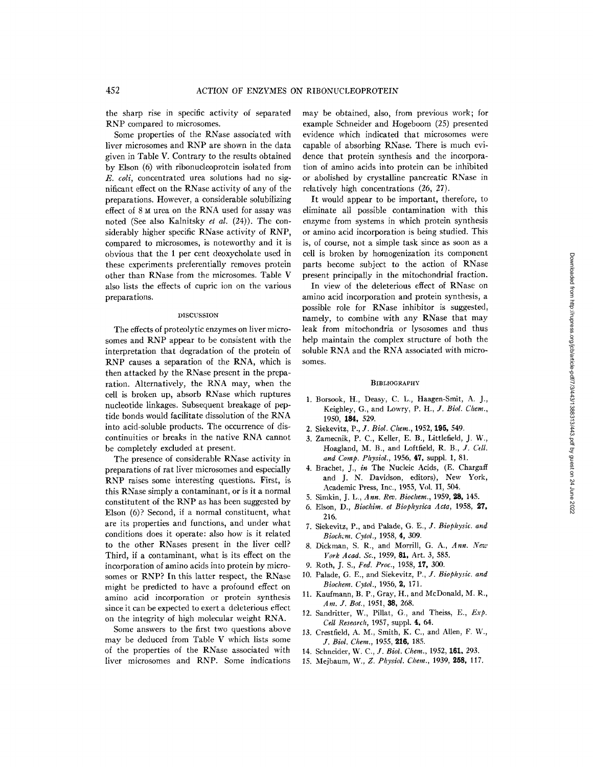the sharp rise in specific activity of separated RNP compared to microsomes.

Some properties of the RNase associated with liver microsomes and RNP are shown in the data given in Table V. Contrary to the results obtained by Elson (6) with ribonucleoprotein isolated from *E. coli*, concentrated urea solutions had no significant effect on the RNase activity of any of the preparations. However, a considerable solubilizing effect of 8 M urea on the RNA used for assay was noted (See also Kalnitsky *et al.* (24)). The considerably higher specific RNase activity of RNP, compared to microsomes, is noteworthy and it is obvious that the 1 per cent deoxycholate used in these experiments preferentially removes protein other than RNase from the microsomes. Table V also lists the effects of cupric ion on the various preparations.

## DISCUSSION

The effects of proteolytic enzymes on liver microsomes and RNP appear to be consistent with the interpretation that degradation of the protein of RNP causes a separation of the RNA, which is then attacked by the RNase present in the preparation. Alternatively, the RNA may, when the cell is broken up, absorb RNase which ruptures nucleotide linkages. Subsequent breakage of peptide bonds would facilitate dissolution of the RNA into acid-soluble products. The occurrence of discontinuities or breaks in the native RNA cannot be completely excluded at present.

The presence of considerable RNase activity in preparations of rat liver microsomes and especially RNP raises some interesting questions. First, is this RNase simply a contaminant, or is it a normal constitutent of the RNP as has been suggested by Elson (6)? Second, if a normal constituent, what are its properties and functions, and under what conditions does it operate: also how is it related to the other RNases present in the liver cell? Third, if a contaminant, what is its effect on the incorporation of amino acids into protein by microsomes or RNP? In this latter respect, the RNase might be predicted to have a profound effect on amino acid incorporation or protein synthesis since it can be expected to exert a deleterious effect on the integrity of high molecular weight RNA.

Some answers to the first two questions above may be deduced from Table V which lists some of the properties of the RNase associated with liver microsomes and RNP. Some indications may be obtained, also, from previous work; for example Schneider and Hogeboom (25) presented evidence which indicated that microsomes were capable of absorbing RNase. There is much evidence that protein synthesis and the incorporation of amino acids into protein can be inhibited or abolished by crystalline pancreatic RNase in relatively high concentrations (26, 27).

It would appear to be important, therefore, to eliminate all possible contamination with this enzyme from systems in which protein synthesis or amino acid incorporation is being studied. This is, of course, not a simple task since as soon as a cell is broken by homogenization its component parts become subject to the action of RNase present principally in the mitochondrial fraction.

In view of the deleterious effect of RNase on amino acid incorporation and protein synthesis, a possible role for RNase inhibitor is suggested, namely, to combine with any RNase that may leak from mitochondria or lysosomes and thus help maintain the complex structure of both the soluble RNA and the RNA associated with microsomes.

## BIBLIOGRAPHY

1. Borsook, H., Deasy, C. L., Haagen-Smit, A. J., Keighley, G., and Lowry, P. H., *J. Biol. Chem.*, 1950, **184,** 529.
2. Siekevitz, P., *J. Biol. Chem.*, 1952, **195,** 549.
3. Zamecnik, P. C., Keller, E. B., Littlefield, J. W., Hoagland, M. B., and Loftfield, R. B., *J. Cell. and Comp. Physiol.*, 1956, **47,** suppl. 1, 81.
4. Brachet, J., *in* The Nucleic Acids, (E. Chargaff and J. N. Davidson, editors), New York, Academic Press, Inc., 1955, Vol. II, 504.
5. Simkin, J. L., *Ann. Rev. Biochem.*, 1959, **28,** 145.
6. Elson, D., *Biochim. et Biophysica Acta*, 1958, **27,** 216.
7. Siekevitz, P., and Palade, G. E., *J. Biophysic. and Biochem. Cytol.*, 1958, **4,** 309.
8. Dickman, S. R., and Morrill, G. A., *Ann. New York Acad. Sc.*, 1959, **81,** Art. 3, 585.
9. Roth, J. S., *Fed. Proc.*, 1958, **17,** 300.
10. Palade, G. E., and Siekevitz, P., *J. Biophysic. and Biochem. Cytol.*, 1956, **2,** 171.
11. Kaufmann, B. P., Gray, H., and McDonald, M. R., *Am. J. Bot.*, 1951, **38,** 268.
12. Sandritter, W., Pillat, G., and Theiss, E., *Exp. Cell Research*, 1957, suppl. **4,** 64.
13. Crestfield, A. M., Smith, K. C., and Allen, F. W., *J. Biol. Chem.*, 1955, **216,** 185.
14. Schneider, W. C., *J. Biol. Chem.*, 1952, **161,** 293.
15. Mejbaum, W., *Z. Physiol. Chem.*, 1939, **258,** 117.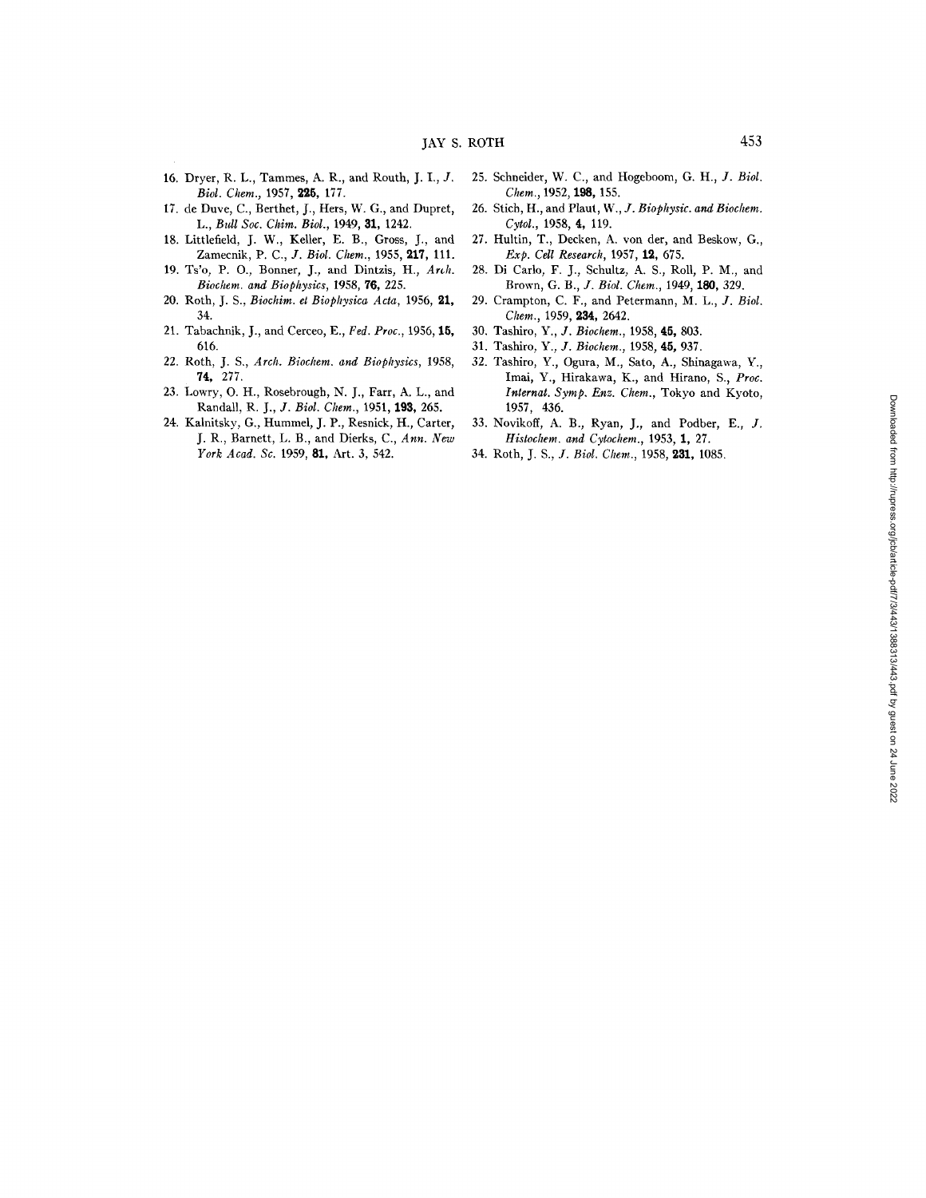16. Dryer, R. L., Tammes, A. R., and Routh, J. I., *J. Biol. Chem.*, 1957, **225**, 177.
17. de Duve, C., Berthet, J., Hers, W. G., and Dupret, L., *Bull Soc. Chim. Biol.*, 1949, **31**, 1242.
18. Littlefield, J. W., Keller, E. B., Gross, J., and Zamecnik, P. C., *J. Biol. Chem.*, 1955, **217**, 111.
19. Ts'o, P. O., Bonner, J., and Dintzis, H., *Arch. Biochem. and Biophysics*, 1958, **76**, 225.
20. Roth, J. S., *Biochim. et Biophysica Acta*, 1956, **21**, 34.
21. Tabachnik, J., and Cerceo, E., *Fed. Proc.*, 1956, **15**, 616.
22. Roth, J. S., *Arch. Biochem. and Biophysics*, 1958, **74**, 277.
23. Lowry, O. H., Rosebrough, N. J., Farr, A. L., and Randall, R. J., *J. Biol. Chem.*, 1951, **193**, 265.
24. Kalnitsky, G., Hummel, J. P., Resnick, H., Carter, J. R., Barnett, L. B., and Dierks, C., *Ann. New York Acad. Sc.* 1959, **81**, Art. 3, 542.
25. Schneider, W. C., and Hogeboom, G. H., *J. Biol. Chem.*, 1952, **198**, 155.
26. Stich, H., and Plaut, W., *J. Biophysic. and Biochem. Cytol.*, 1958, **4**, 119.
27. Hultin, T., Decken, A. von der, and Beskow, G., *Exp. Cell Research*, 1957, **12**, 675.
28. Di Carlo, F. J., Schultz, A. S., Roll, P. M., and Brown, G. B., *J. Biol. Chem.*, 1949, **180**, 329.
29. Crampton, C. F., and Petermann, M. L., *J. Biol. Chem.*, 1959, **234**, 2642.
30. Tashiro, Y., *J. Biochem.*, 1958, **45**, 803.
31. Tashiro, Y., *J. Biochem.*, 1958, **45**, 937.
32. Tashiro, Y., Ogura, M., Sato, A., Shinagawa, Y., Imai, Y., Hirakawa, K., and Hirano, S., *Proc. Internat. Symp. Enz. Chem.*, Tokyo and Kyoto, 1957, 436.
33. Novikoff, A. B., Ryan, J., and Podber, E., *J. Histochem. and Cytochem.*, 1953, **1**, 27.
34. Roth, J. S., *J. Biol. Chem.*, 1958, **231**, 1085.